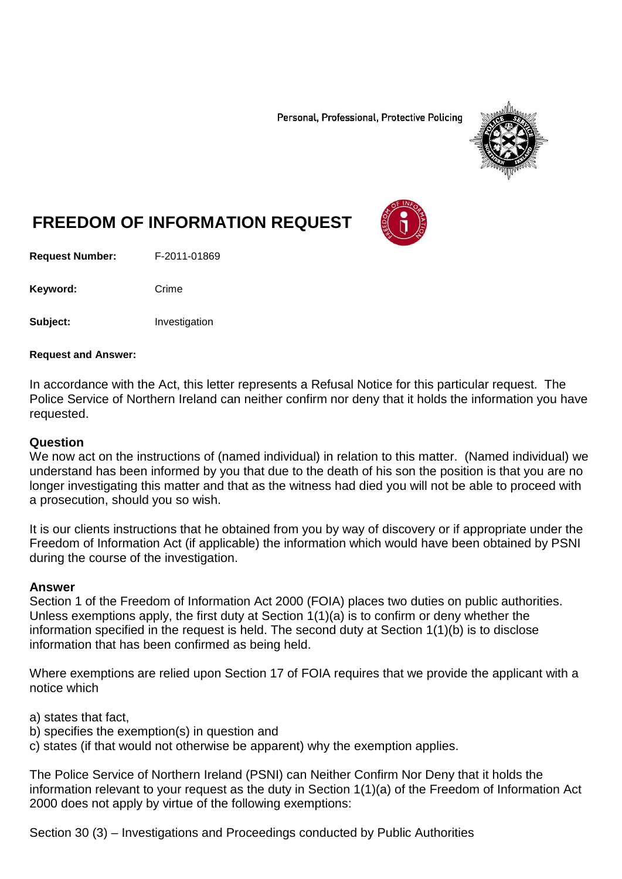Personal, Professional, Protective Policing

# FREEDOM OF INFORMATION REQUEST

**Request Number:** F-2011-01869

**Keyword:** Crime

**Subject:** Investigation

**Request and Answer:**

In accordance with the Act, this letter represents a Refusal Notice for this particular request. The Police Service of Northern Ireland can neither confirm nor deny that it holds the information you have requested.

## Question

We now act on the instructions of (named individual) in relation to this matter. (Named individual) we understand has been informed by you that due to the death of his son the position is that you are no longer investigating this matter and that as the witness had died you will not be able to proceed with a prosecution, should you so wish.

It is our clients instructions that he obtained from you by way of discovery or if appropriate under the Freedom of Information Act (if applicable) the information which would have been obtained by PSNI during the course of the investigation.

## Answer

Section 1 of the Freedom of Information Act 2000 (FOIA) places two duties on public authorities. Unless exemptions apply, the first duty at Section 1(1)(a) is to confirm or deny whether the information specified in the request is held. The second duty at Section 1(1)(b) is to disclose information that has been confirmed as being held.

Where exemptions are relied upon Section 17 of FOIA requires that we provide the applicant with a notice which

a) states that fact,
b) specifies the exemption(s) in question and
c) states (if that would not otherwise be apparent) why the exemption applies.

The Police Service of Northern Ireland (PSNI) can Neither Confirm Nor Deny that it holds the information relevant to your request as the duty in Section 1(1)(a) of the Freedom of Information Act 2000 does not apply by virtue of the following exemptions:

Section 30 (3) – Investigations and Proceedings conducted by Public Authorities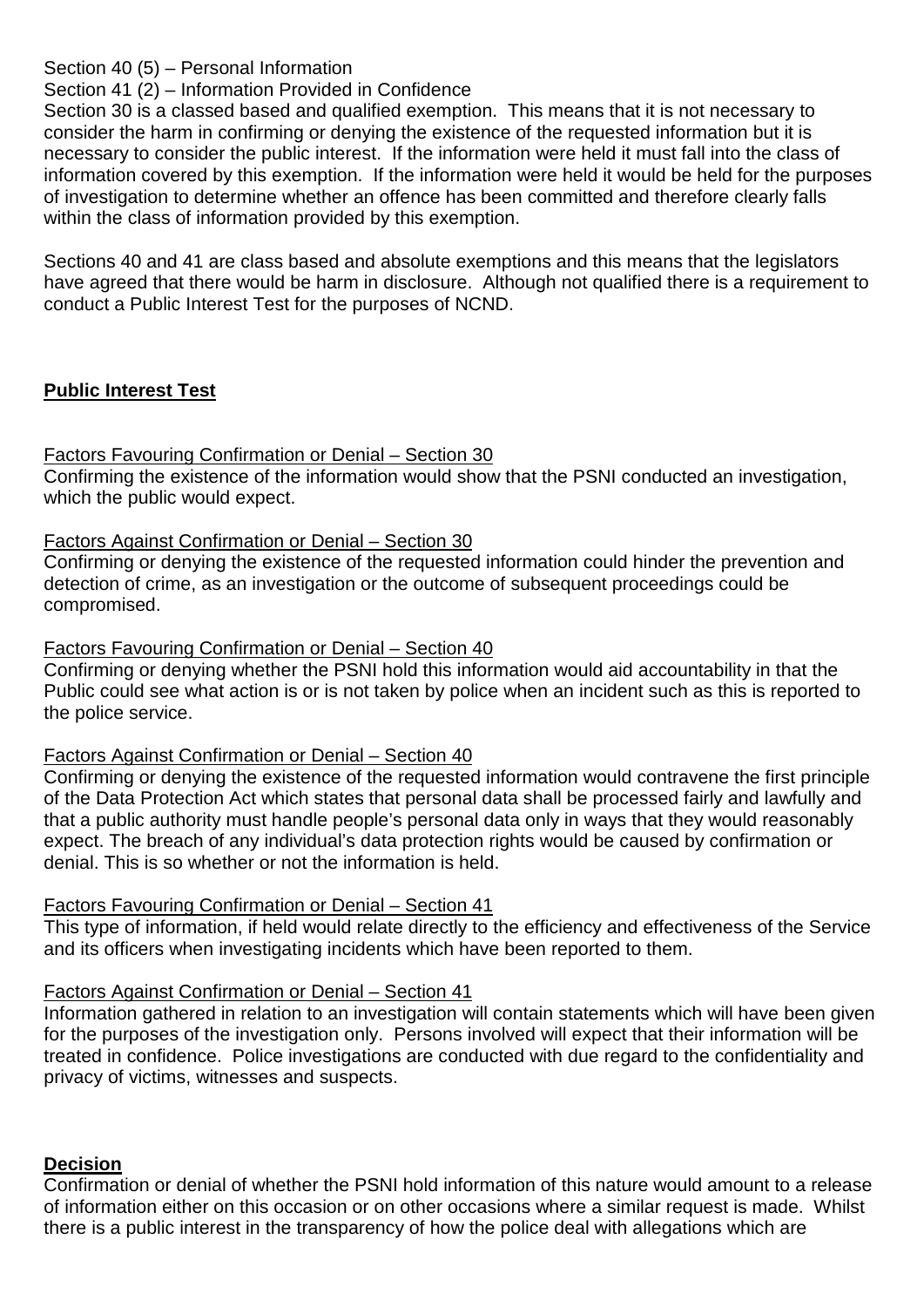Section 40 (5) – Personal Information

Section 41 (2) – Information Provided in Confidence

Section 30 is a classed based and qualified exemption. This means that it is not necessary to consider the harm in confirming or denying the existence of the requested information but it is necessary to consider the public interest. If the information were held it must fall into the class of information covered by this exemption. If the information were held it would be held for the purposes of investigation to determine whether an offence has been committed and therefore clearly falls within the class of information provided by this exemption.

Sections 40 and 41 are class based and absolute exemptions and this means that the legislators have agreed that there would be harm in disclosure. Although not qualified there is a requirement to conduct a Public Interest Test for the purposes of NCND.

**Public Interest Test**

Factors Favouring Confirmation or Denial – Section 30

Confirming the existence of the information would show that the PSNI conducted an investigation, which the public would expect.

Factors Against Confirmation or Denial – Section 30

Confirming or denying the existence of the requested information could hinder the prevention and detection of crime, as an investigation or the outcome of subsequent proceedings could be compromised.

Factors Favouring Confirmation or Denial – Section 40

Confirming or denying whether the PSNI hold this information would aid accountability in that the Public could see what action is or is not taken by police when an incident such as this is reported to the police service.

Factors Against Confirmation or Denial – Section 40

Confirming or denying the existence of the requested information would contravene the first principle of the Data Protection Act which states that personal data shall be processed fairly and lawfully and that a public authority must handle people's personal data only in ways that they would reasonably expect. The breach of any individual's data protection rights would be caused by confirmation or denial. This is so whether or not the information is held.

Factors Favouring Confirmation or Denial – Section 41

This type of information, if held would relate directly to the efficiency and effectiveness of the Service and its officers when investigating incidents which have been reported to them.

Factors Against Confirmation or Denial – Section 41

Information gathered in relation to an investigation will contain statements which will have been given for the purposes of the investigation only. Persons involved will expect that their information will be treated in confidence. Police investigations are conducted with due regard to the confidentiality and privacy of victims, witnesses and suspects.

**Decision**

Confirmation or denial of whether the PSNI hold information of this nature would amount to a release of information either on this occasion or on other occasions where a similar request is made. Whilst there is a public interest in the transparency of how the police deal with allegations which are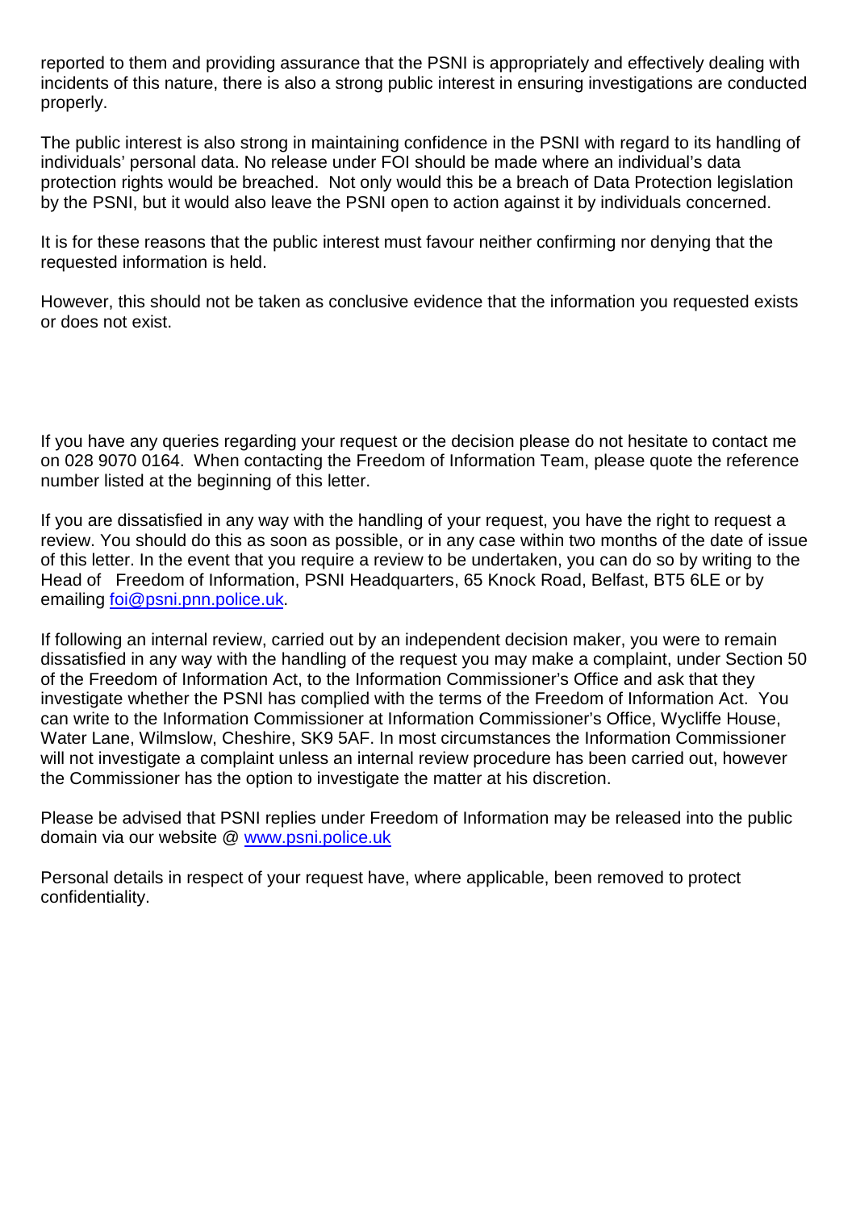reported to them and providing assurance that the PSNI is appropriately and effectively dealing with incidents of this nature, there is also a strong public interest in ensuring investigations are conducted properly.

The public interest is also strong in maintaining confidence in the PSNI with regard to its handling of individuals' personal data. No release under FOI should be made where an individual's data protection rights would be breached. Not only would this be a breach of Data Protection legislation by the PSNI, but it would also leave the PSNI open to action against it by individuals concerned.

It is for these reasons that the public interest must favour neither confirming nor denying that the requested information is held.

However, this should not be taken as conclusive evidence that the information you requested exists or does not exist.

If you have any queries regarding your request or the decision please do not hesitate to contact me on 028 9070 0164. When contacting the Freedom of Information Team, please quote the reference number listed at the beginning of this letter.

If you are dissatisfied in any way with the handling of your request, you have the right to request a review. You should do this as soon as possible, or in any case within two months of the date of issue of this letter. In the event that you require a review to be undertaken, you can do so by writing to the Head of Freedom of Information, PSNI Headquarters, 65 Knock Road, Belfast, BT5 6LE or by emailing [foi@psni.pnn.police.uk](mailto:foi@psni.pnn.police.uk).

If following an internal review, carried out by an independent decision maker, you were to remain dissatisfied in any way with the handling of the request you may make a complaint, under Section 50 of the Freedom of Information Act, to the Information Commissioner's Office and ask that they investigate whether the PSNI has complied with the terms of the Freedom of Information Act. You can write to the Information Commissioner at Information Commissioner's Office, Wycliffe House, Water Lane, Wilmslow, Cheshire, SK9 5AF. In most circumstances the Information Commissioner will not investigate a complaint unless an internal review procedure has been carried out, however the Commissioner has the option to investigate the matter at his discretion.

Please be advised that PSNI replies under Freedom of Information may be released into the public domain via our website @ [www.psni.police.uk](http://www.psni.police.uk)

Personal details in respect of your request have, where applicable, been removed to protect confidentiality.